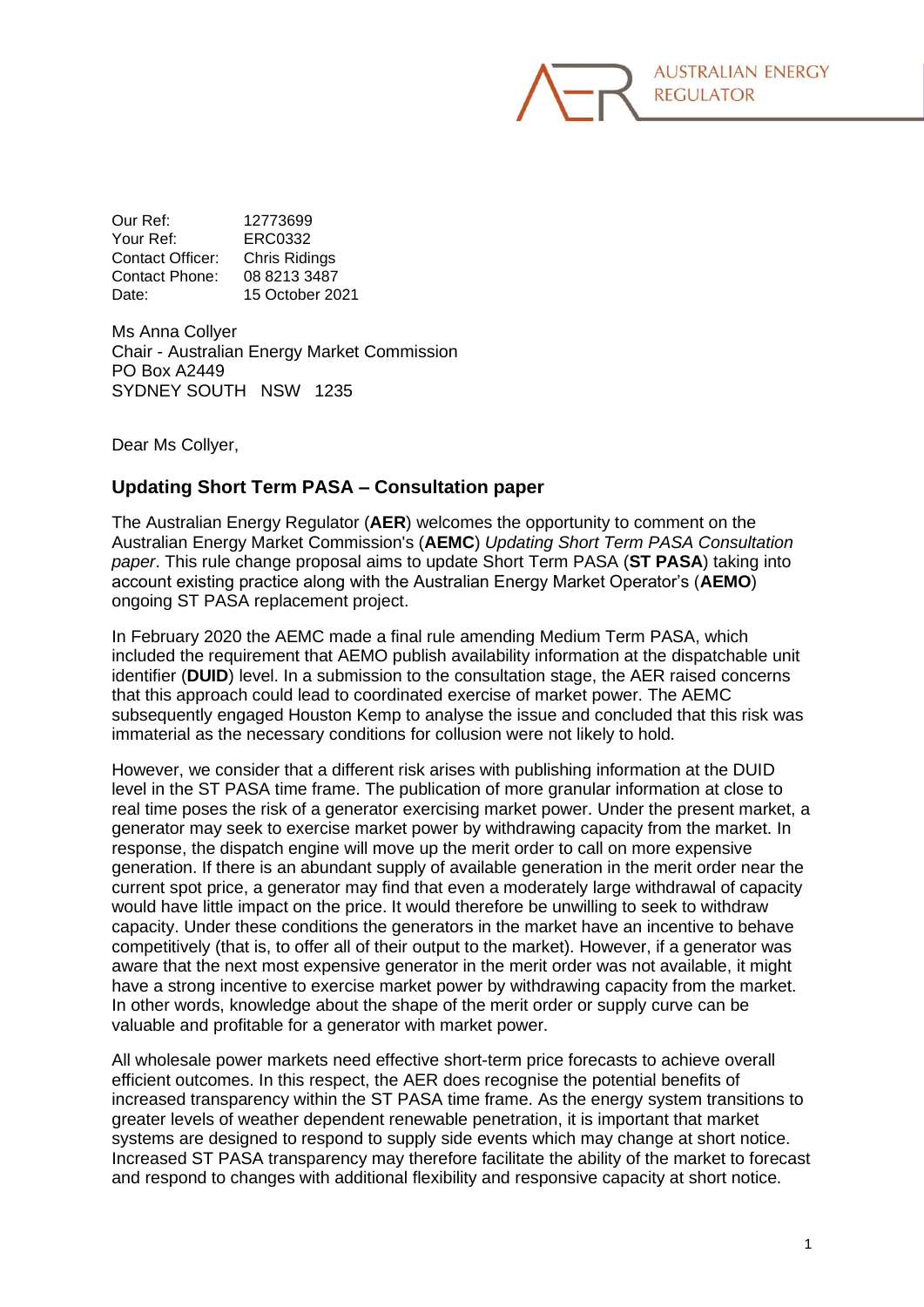| | |
|---|---|
| Our Ref: | 12773699 |
| Your Ref: | ERC0332 |
| Contact Officer: | Chris Ridings |
| Contact Phone: | 08 8213 3487 |
| Date: | 15 October 2021 |

Ms Anna Collyer
Chair - Australian Energy Market Commission
PO Box A2449
SYDNEY SOUTH NSW 1235

Dear Ms Collyer,

## Updating Short Term PASA – Consultation paper

The Australian Energy Regulator (**AER**) welcomes the opportunity to comment on the Australian Energy Market Commission's (**AEMC**) *Updating Short Term PASA Consultation paper*. This rule change proposal aims to update Short Term PASA (**ST PASA**) taking into account existing practice along with the Australian Energy Market Operator's (**AEMO**) ongoing ST PASA replacement project.

In February 2020 the AEMC made a final rule amending Medium Term PASA, which included the requirement that AEMO publish availability information at the dispatchable unit identifier (**DUID**) level. In a submission to the consultation stage, the AER raised concerns that this approach could lead to coordinated exercise of market power. The AEMC subsequently engaged Houston Kemp to analyse the issue and concluded that this risk was immaterial as the necessary conditions for collusion were not likely to hold.

However, we consider that a different risk arises with publishing information at the DUID level in the ST PASA time frame. The publication of more granular information at close to real time poses the risk of a generator exercising market power. Under the present market, a generator may seek to exercise market power by withdrawing capacity from the market. In response, the dispatch engine will move up the merit order to call on more expensive generation. If there is an abundant supply of available generation in the merit order near the current spot price, a generator may find that even a moderately large withdrawal of capacity would have little impact on the price. It would therefore be unwilling to seek to withdraw capacity. Under these conditions the generators in the market have an incentive to behave competitively (that is, to offer all of their output to the market). However, if a generator was aware that the next most expensive generator in the merit order was not available, it might have a strong incentive to exercise market power by withdrawing capacity from the market. In other words, knowledge about the shape of the merit order or supply curve can be valuable and profitable for a generator with market power.

All wholesale power markets need effective short-term price forecasts to achieve overall efficient outcomes. In this respect, the AER does recognise the potential benefits of increased transparency within the ST PASA time frame. As the energy system transitions to greater levels of weather dependent renewable penetration, it is important that market systems are designed to respond to supply side events which may change at short notice. Increased ST PASA transparency may therefore facilitate the ability of the market to forecast and respond to changes with additional flexibility and responsive capacity at short notice.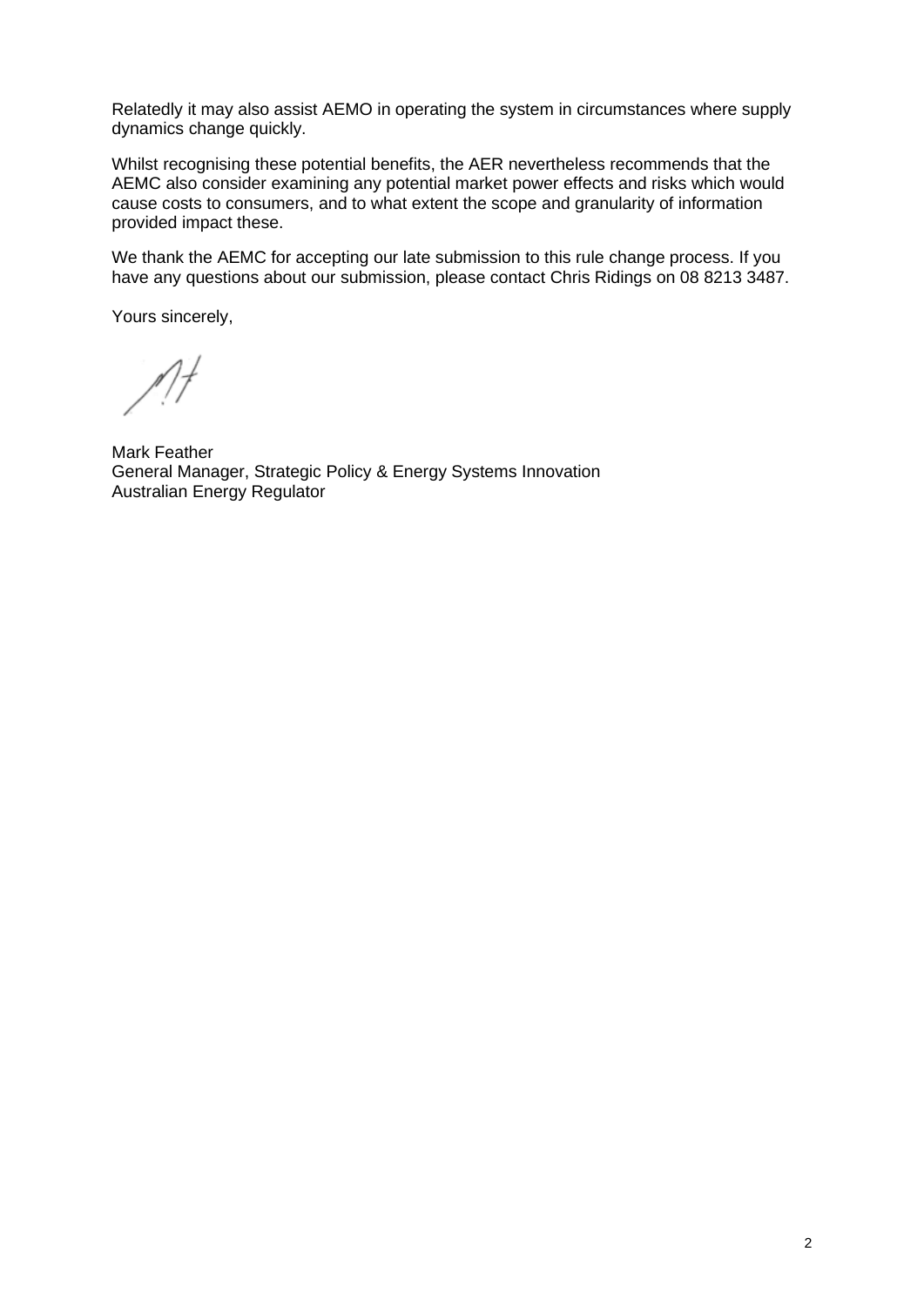Relatedly it may also assist AEMO in operating the system in circumstances where supply dynamics change quickly.

Whilst recognising these potential benefits, the AER nevertheless recommends that the AEMC also consider examining any potential market power effects and risks which would cause costs to consumers, and to what extent the scope and granularity of information provided impact these.

We thank the AEMC for accepting our late submission to this rule change process. If you have any questions about our submission, please contact Chris Ridings on 08 8213 3487.

Yours sincerely,

Mark Feather
General Manager, Strategic Policy & Energy Systems Innovation
Australian Energy Regulator